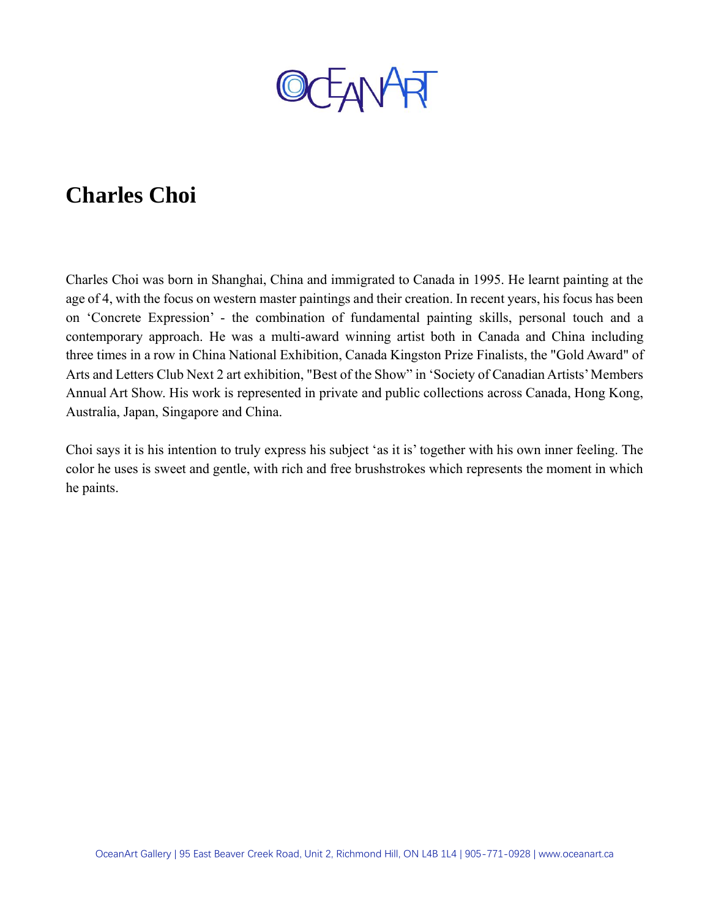# Charles Choi

Charles Choi was born in Shanghai, China and immigrated to Canada in 1995. He learnt painting at the age of 4, with the focus on western master paintings and their creation. In recent years, his focus has been on 'Concrete Expression' - the combination of fundamental painting skills, personal touch and a contemporary approach. He was a multi-award winning artist both in Canada and China including three times in a row in China National Exhibition, Canada Kingston Prize Finalists, the "Gold Award" of Arts and Letters Club Next 2 art exhibition, "Best of the Show" in 'Society of Canadian Artists' Members Annual Art Show. His work is represented in private and public collections across Canada, Hong Kong, Australia, Japan, Singapore and China.

Choi says it is his intention to truly express his subject 'as it is' together with his own inner feeling. The color he uses is sweet and gentle, with rich and free brushstrokes which represents the moment in which he paints.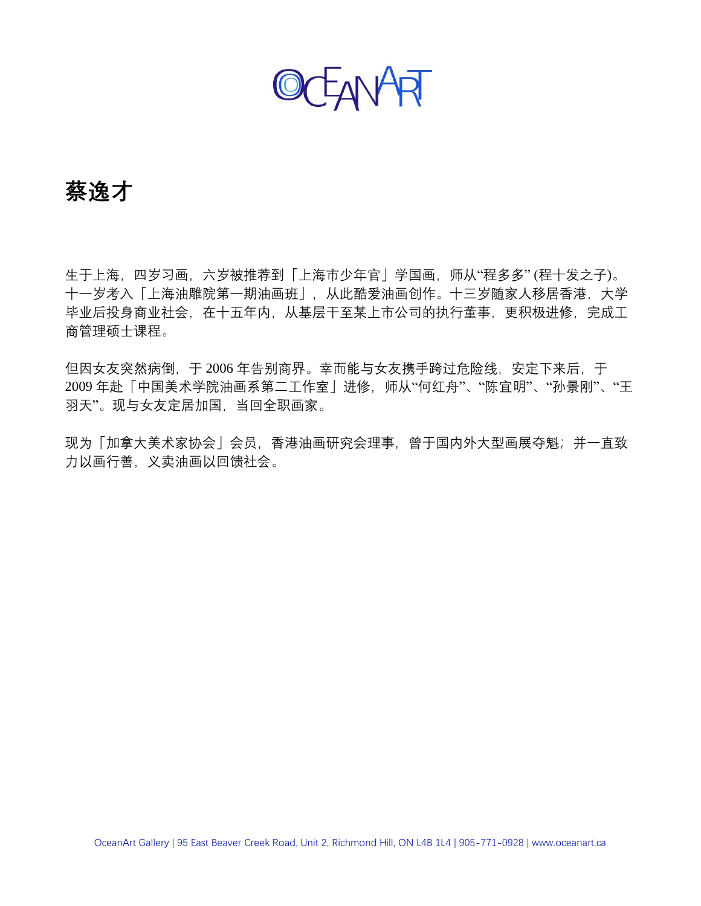# 蔡逸才

生于上海，四岁习画，六岁被推荐到「上海市少年宫」学国画，师从"程多多" (程十发之子)。十一岁考入「上海油雕院第一期油画班」，从此酷爱油画创作。十三岁随家人移居香港，大学毕业后投身商业社会，在十五年内，从基层干至某上市公司的执行董事，更积极进修，完成工商管理硕士课程。

但因女友突然病倒，于 2006 年告别商界。幸而能与女友携手跨过危险线，安定下来后，于 2009 年赴「中国美术学院油画系第二工作室」进修，师从"何红舟"、"陈宜明"、"孙景刚"、"王羽天"。现与女友定居加国，当回全职画家。

现为「加拿大美术家协会」会员，香港油画研究会理事，曾于国内外大型画展夺魁；并一直致力以画行善，义卖油画以回馈社会。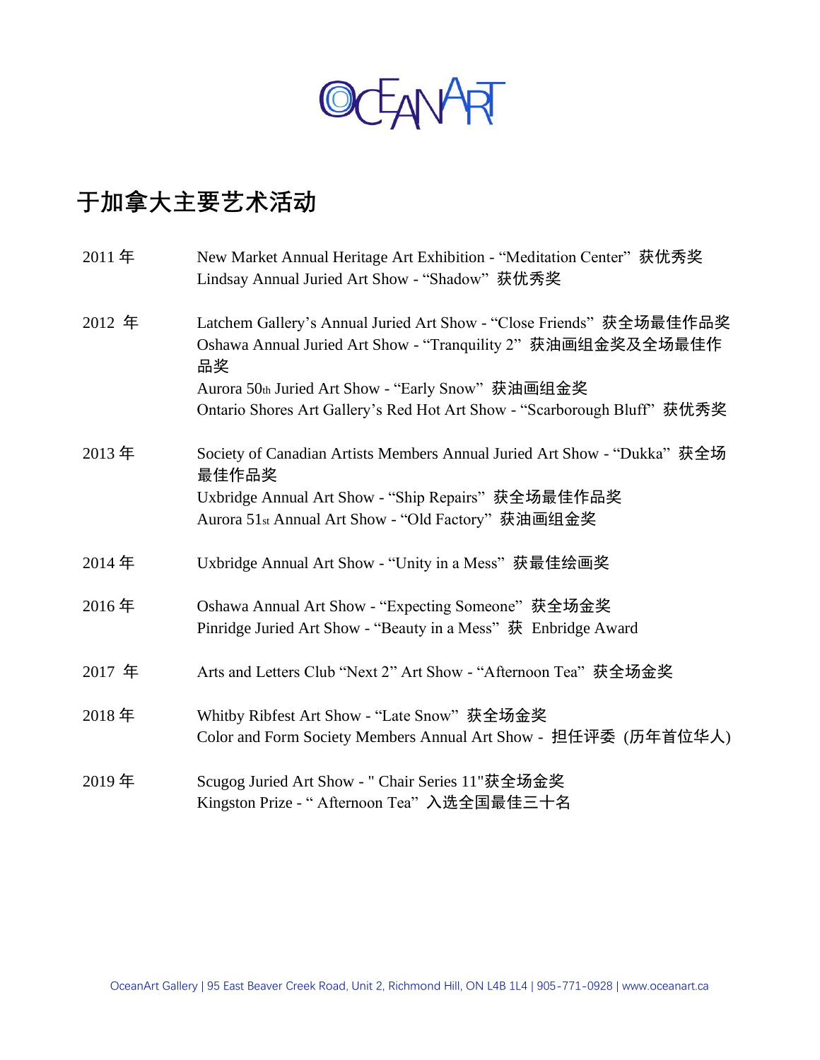# 于加拿大主要艺术活动

| | |
|---|---|
| 2011 年 | New Market Annual Heritage Art Exhibition - “Meditation Center” 获优秀奖<br>Lindsay Annual Juried Art Show - “Shadow” 获优秀奖 |
| 2012 年 | Latchem Gallery’s Annual Juried Art Show - “Close Friends” 获全场最佳作品奖<br>Oshawa Annual Juried Art Show - “Tranquility 2” 获油画组金奖及全场最佳作品奖<br>Aurora 50th Juried Art Show - “Early Snow” 获油画组金奖<br>Ontario Shores Art Gallery’s Red Hot Art Show - “Scarborough Bluff” 获优秀奖 |
| 2013 年 | Society of Canadian Artists Members Annual Juried Art Show - “Dukka” 获全场最佳作品奖<br>Uxbridge Annual Art Show - “Ship Repairs” 获全场最佳作品奖<br>Aurora 51st Annual Art Show - “Old Factory” 获油画组金奖 |
| 2014 年 | Uxbridge Annual Art Show - “Unity in a Mess” 获最佳绘画奖 |
| 2016 年 | Oshawa Annual Art Show - “Expecting Someone” 获全场金奖<br>Pinridge Juried Art Show - “Beauty in a Mess” 获 Enbridge Award |
| 2017 年 | Arts and Letters Club “Next 2” Art Show - “Afternoon Tea” 获全场金奖 |
| 2018 年 | Whitby Ribfest Art Show - “Late Snow” 获全场金奖<br>Color and Form Society Members Annual Art Show - 担任评委 (历年首位华人) |
| 2019 年 | Scugog Juried Art Show - " Chair Series 11"获全场金奖<br>Kingston Prize - “ Afternoon Tea” 入选全国最佳三十名 |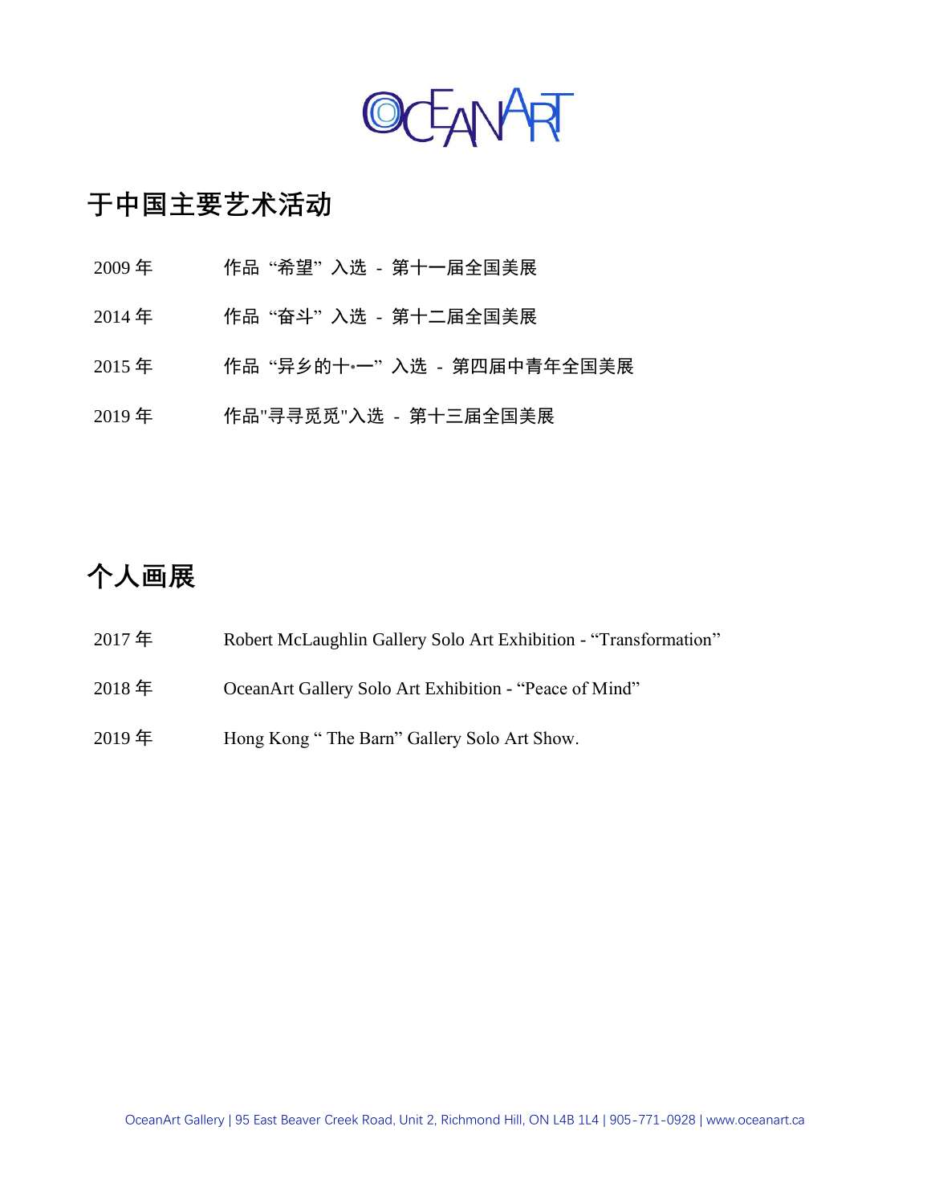OCEANART

## 于中国主要艺术活动

| | |
|---|---|
| 2009 年 | 作品“希望”入选 - 第十一届全国美展 |
| 2014 年 | 作品“奋斗”入选 - 第十二届全国美展 |
| 2015 年 | 作品“异乡的十•一”入选 - 第四届中青年全国美展 |
| 2019 年 | 作品"寻寻觅觅"入选 - 第十三届全国美展 |

## 个人画展

| | |
|---|---|
| 2017 年 | Robert McLaughlin Gallery Solo Art Exhibition - “Transformation” |
| 2018 年 | OceanArt Gallery Solo Art Exhibition - “Peace of Mind” |
| 2019 年 | Hong Kong “ The Barn” Gallery Solo Art Show. |

OceanArt Gallery | 95 East Beaver Creek Road, Unit 2, Richmond Hill, ON L4B 1L4 | 905-771-0928 | www.oceanart.ca